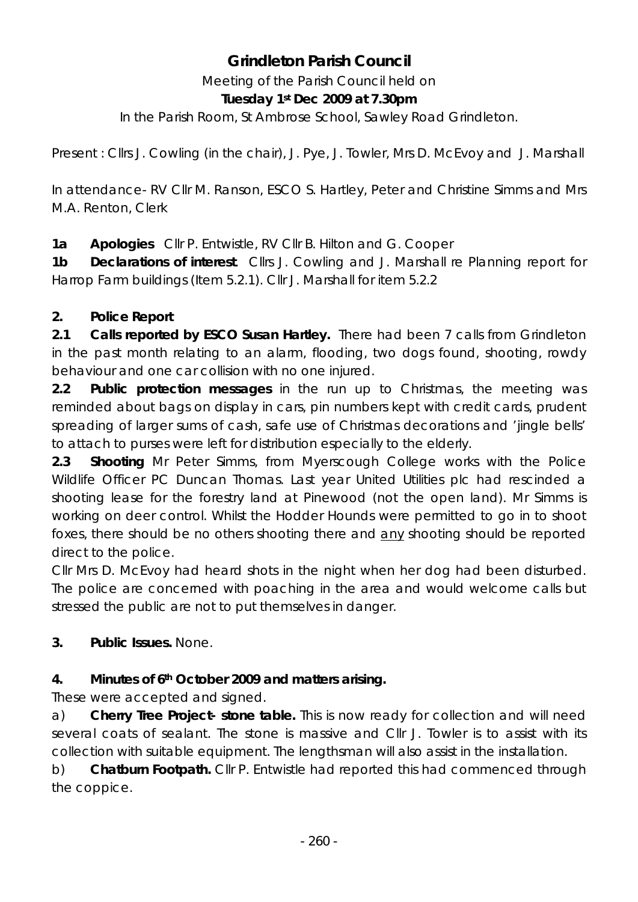# Grindleton Parish Council

Meeting of the Parish Council held on

**Tuesday 1st Dec 2009 at 7.30pm**

In the Parish Room, St Ambrose School, Sawley Road Grindleton.

Present : Cllrs J. Cowling (in the chair), J. Pye, J. Towler, Mrs D. McEvoy and J. Marshall

In attendance- RV Cllr M. Ranson, ESCO S. Hartley, Peter and Christine Simms and Mrs M.A. Renton, Clerk

**1a Apologies** Cllr P. Entwistle, RV Cllr B. Hilton and G. Cooper

**1b Declarations of interest**. Cllrs J. Cowling and J. Marshall re Planning report for Harrop Farm buildings (Item 5.2.1). Cllr J. Marshall for item 5.2.2

**2. Police Report**

**2.1 Calls reported by ESCO Susan Hartley.** There had been 7 calls from Grindleton in the past month relating to an alarm, flooding, two dogs found, shooting, rowdy behaviour and one car collision with no one injured.

**2.2 Public protection messages** in the run up to Christmas, the meeting was reminded about bags on display in cars, pin numbers kept with credit cards, prudent spreading of larger sums of cash, safe use of Christmas decorations and 'jingle bells' to attach to purses were left for distribution especially to the elderly.

**2.3 Shooting** Mr Peter Simms, from Myerscough College works with the Police Wildlife Officer PC Duncan Thomas. Last year United Utilities plc had rescinded a shooting lease for the forestry land at Pinewood (not the open land). Mr Simms is working on deer control. Whilst the Hodder Hounds were permitted to go in to shoot foxes, there should be no others shooting there and <u>any</u> shooting should be reported direct to the police.

Cllr Mrs D. McEvoy had heard shots in the night when her dog had been disturbed. The police are concerned with poaching in the area and would welcome calls but stressed the public are not to put themselves in danger.

**3. Public Issues.** None.

**4. Minutes of 6th October 2009 and matters arising.**

These were accepted and signed.

a) **Cherry Tree Project- stone table.** This is now ready for collection and will need several coats of sealant. The stone is massive and Cllr J. Towler is to assist with its collection with suitable equipment. The lengthsman will also assist in the installation.

b) **Chatburn Footpath.** Cllr P. Entwistle had reported this had commenced through the coppice.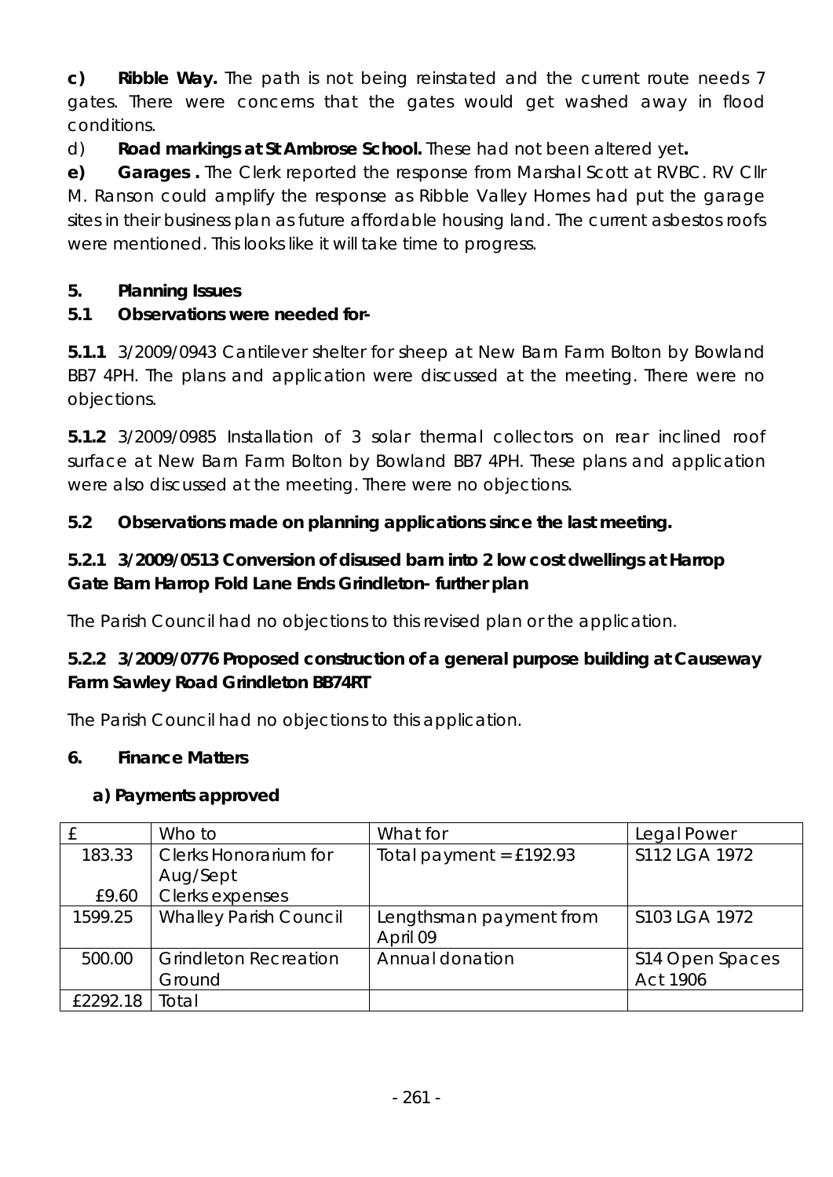**c) Ribble Way.** The path is not being reinstated and the current route needs 7 gates. There were concerns that the gates would get washed away in flood conditions.

d) **Road markings at St Ambrose School.** These had not been altered yet**.**

**e) Garages .** The Clerk reported the response from Marshal Scott at RVBC. RV Cllr M. Ranson could amplify the response as Ribble Valley Homes had put the garage sites in their business plan as future affordable housing land. The current asbestos roofs were mentioned. This looks like it will take time to progress.

## 5. Planning Issues

### 5.1 Observations were needed for-

**5.1.1** 3/2009/0943 Cantilever shelter for sheep at New Barn Farm Bolton by Bowland BB7 4PH. The plans and application were discussed at the meeting. There were no objections.

**5.1.2** 3/2009/0985 Installation of 3 solar thermal collectors on rear inclined roof surface at New Barn Farm Bolton by Bowland BB7 4PH. These plans and application were also discussed at the meeting. There were no objections.

### 5.2 Observations made on planning applications since the last meeting.

**5.2.1 3/2009/0513 Conversion of disused barn into 2 low cost dwellings at Harrop Gate Barn Harrop Fold Lane Ends Grindleton- further plan**

The Parish Council had no objections to this revised plan or the application.

**5.2.2 3/2009/0776 Proposed construction of a general purpose building at Causeway Farm Sawley Road Grindleton BB74RT**

The Parish Council had no objections to this application.

## 6. Finance Matters

**a) Payments approved**

| £ | Who to | What for | Legal Power |
|---|---|---|---|
| 183.33<br><br>£9.60 | Clerks Honorarium for Aug/Sept<br>Clerks expenses | Total payment = £192.93 | S112 LGA 1972 |
| 1599.25 | Whalley Parish Council | Lengthsman payment from April 09 | S103 LGA 1972 |
| 500.00 | Grindleton Recreation Ground | Annual donation | S14 Open Spaces Act 1906 |
| £2292.18 | Total | | |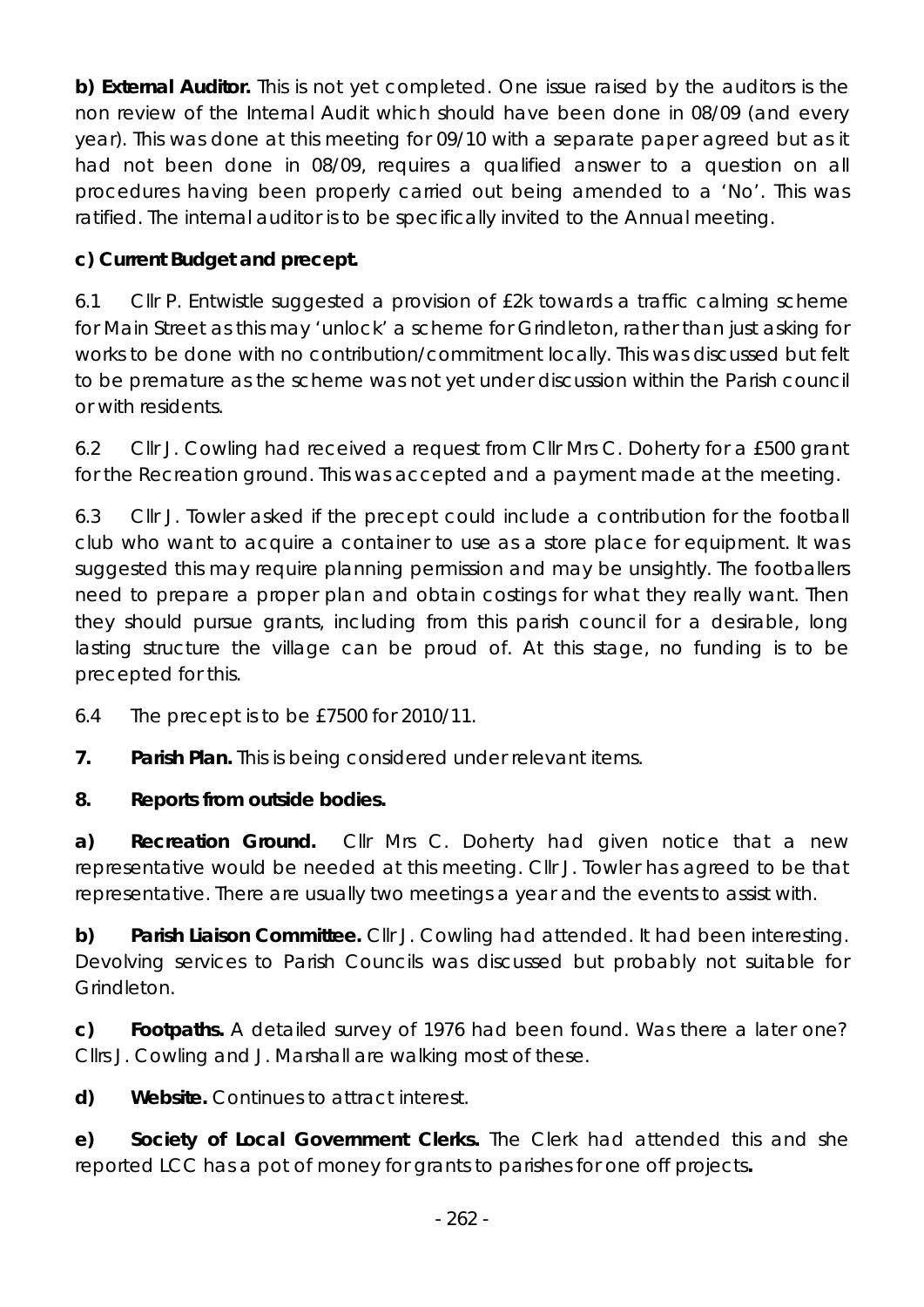**b) External Auditor.** This is not yet completed. One issue raised by the auditors is the non review of the Internal Audit which should have been done in 08/09 (and every year). This was done at this meeting for 09/10 with a separate paper agreed but as it had not been done in 08/09, requires a qualified answer to a question on all procedures having been properly carried out being amended to a 'No'. This was ratified. The internal auditor is to be specifically invited to the Annual meeting.

**c) Current Budget and precept.**

6.1 Cllr P. Entwistle suggested a provision of £2k towards a traffic calming scheme for Main Street as this may 'unlock' a scheme for Grindleton, rather than just asking for works to be done with no contribution/commitment locally. This was discussed but felt to be premature as the scheme was not yet under discussion within the Parish council or with residents.

6.2 Cllr J. Cowling had received a request from Cllr Mrs C. Doherty for a £500 grant for the Recreation ground. This was accepted and a payment made at the meeting.

6.3 Cllr J. Towler asked if the precept could include a contribution for the football club who want to acquire a container to use as a store place for equipment. It was suggested this may require planning permission and may be unsightly. The footballers need to prepare a proper plan and obtain costings for what they really want. Then they should pursue grants, including from this parish council for a desirable, long lasting structure the village can be proud of. At this stage, no funding is to be precepted for this.

6.4 The precept is to be £7500 for 2010/11.

**7. Parish Plan.** This is being considered under relevant items.

**8. Reports from outside bodies.**

**a) Recreation Ground.** Cllr Mrs C. Doherty had given notice that a new representative would be needed at this meeting. Cllr J. Towler has agreed to be that representative. There are usually two meetings a year and the events to assist with.

**b) Parish Liaison Committee.** Cllr J. Cowling had attended. It had been interesting. Devolving services to Parish Councils was discussed but probably not suitable for Grindleton.

**c) Footpaths.** A detailed survey of 1976 had been found. Was there a later one? Cllrs J. Cowling and J. Marshall are walking most of these.

**d) Website.** Continues to attract interest.

**e) Society of Local Government Clerks.** The Clerk had attended this and she reported LCC has a pot of money for grants to parishes for one off projects**.**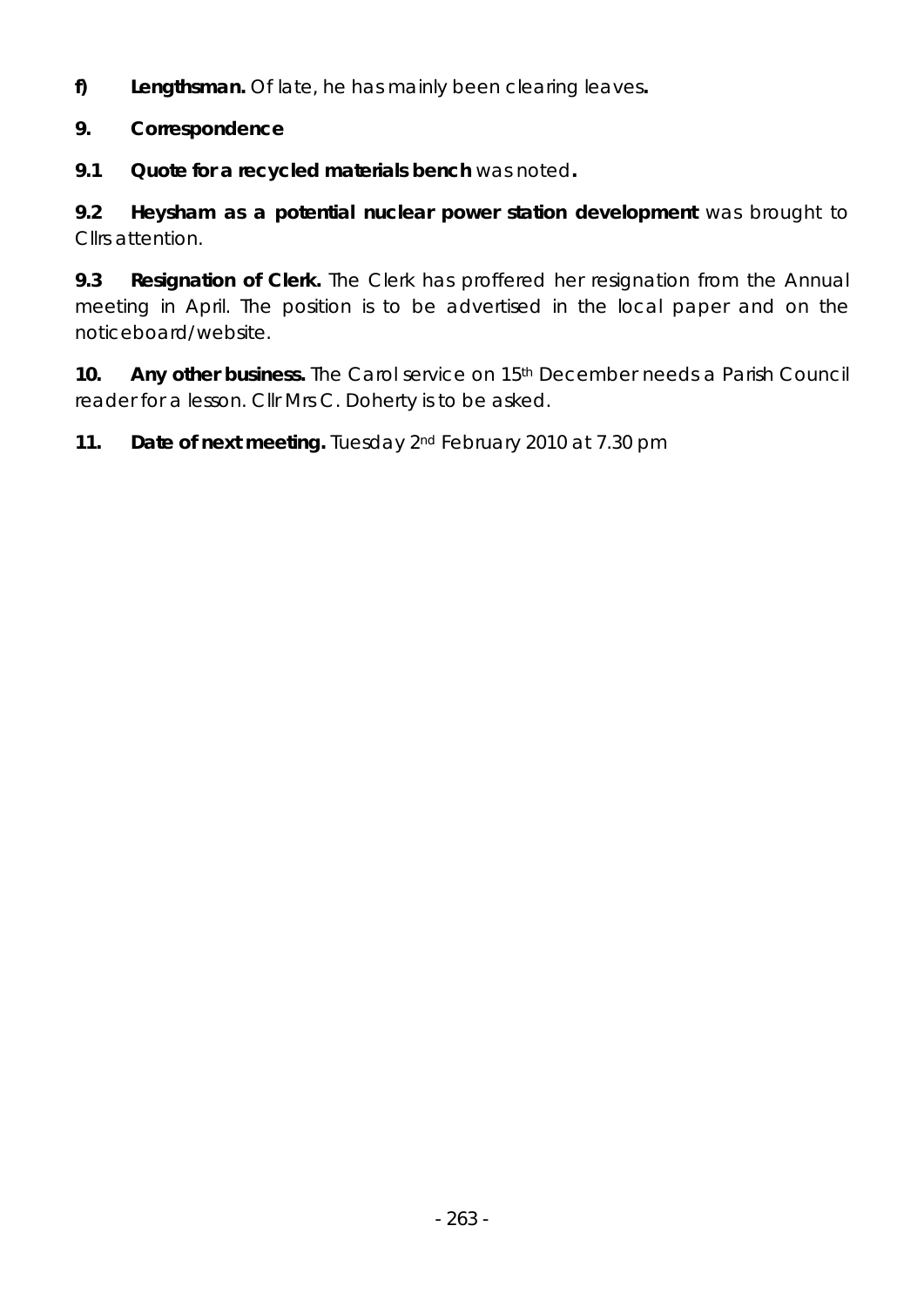**f) Lengthsman.** Of late, he has mainly been clearing leaves**.**

**9. Correspondence**

**9.1 Quote for a recycled materials bench** was noted**.**

**9.2 Heysham as a potential nuclear power station development** was brought to Cllrs attention.

**9.3 Resignation of Clerk.** The Clerk has proffered her resignation from the Annual meeting in April. The position is to be advertised in the local paper and on the noticeboard/website.

**10. Any other business.** The Carol service on 15th December needs a Parish Council reader for a lesson. Cllr Mrs C. Doherty is to be asked.

**11. Date of next meeting.** Tuesday 2nd February 2010 at 7.30 pm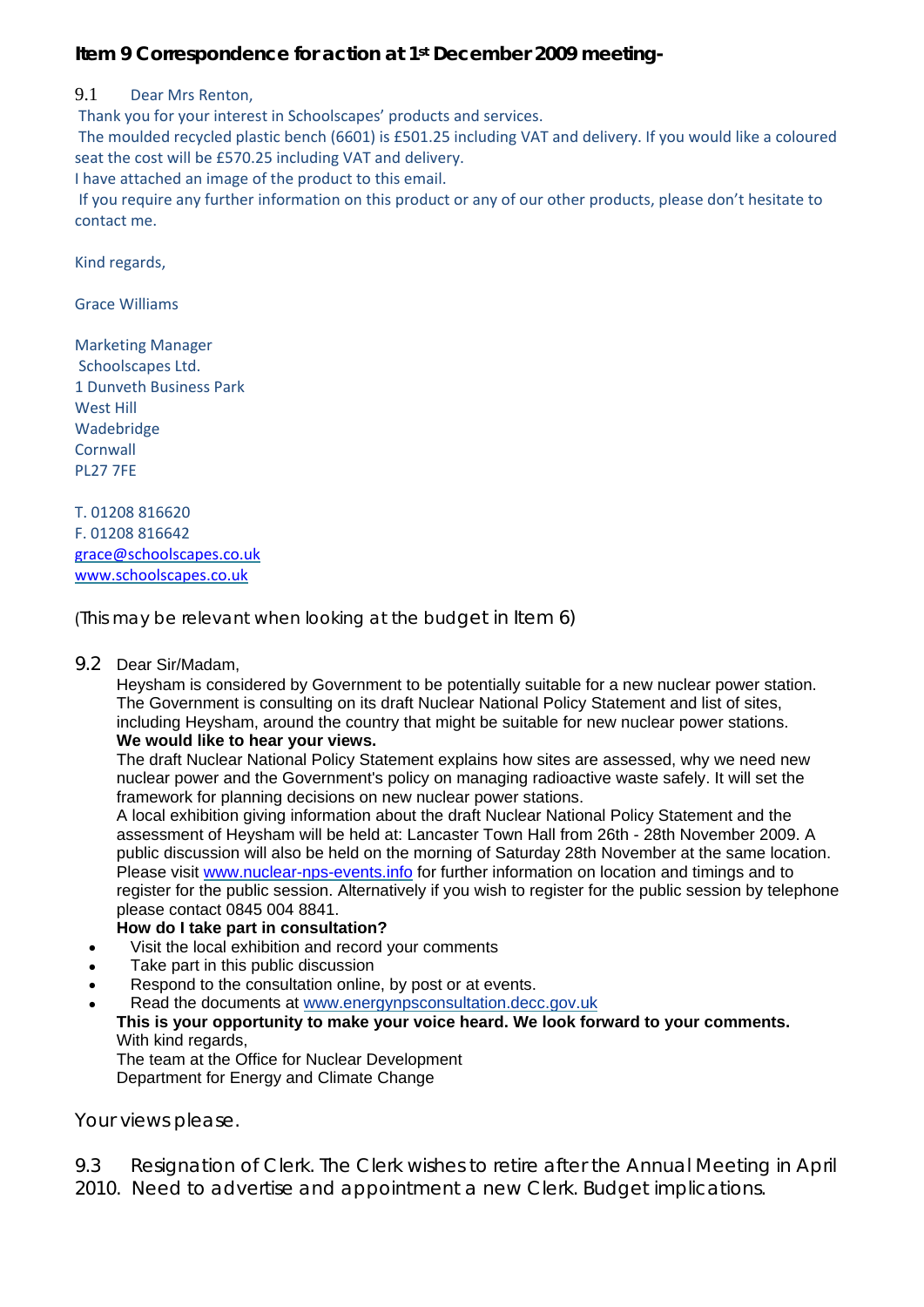**Item 9 Correspondence for action at 1st December 2009 meeting-**

9.1 Dear Mrs Renton,

Thank you for your interest in Schoolscapes' products and services.

The moulded recycled plastic bench (6601) is £501.25 including VAT and delivery. If you would like a coloured seat the cost will be £570.25 including VAT and delivery.

I have attached an image of the product to this email.

If you require any further information on this product or any of our other products, please don't hesitate to contact me.

Kind regards,

Grace Williams

Marketing Manager
Schoolscapes Ltd.
1 Dunveth Business Park
West Hill
Wadebridge
Cornwall
PL27 7FE

T. 01208 816620
F. 01208 816642
grace@schoolscapes.co.uk
www.schoolscapes.co.uk

(This may be relevant when looking at the budget in Item 6)

9.2 Dear Sir/Madam,

Heysham is considered by Government to be potentially suitable for a new nuclear power station. The Government is consulting on its draft Nuclear National Policy Statement and list of sites, including Heysham, around the country that might be suitable for new nuclear power stations.
**We would like to hear your views.**

The draft Nuclear National Policy Statement explains how sites are assessed, why we need new nuclear power and the Government's policy on managing radioactive waste safely. It will set the framework for planning decisions on new nuclear power stations.

A local exhibition giving information about the draft Nuclear National Policy Statement and the assessment of Heysham will be held at: Lancaster Town Hall from 26th - 28th November 2009. A public discussion will also be held on the morning of Saturday 28th November at the same location. Please visit www.nuclear-nps-events.info for further information on location and timings and to register for the public session. Alternatively if you wish to register for the public session by telephone please contact 0845 004 8841.

**How do I take part in consultation?**

- Visit the local exhibition and record your comments
- Take part in this public discussion
- Respond to the consultation online, by post or at events.
- Read the documents at www.energynpsconsultation.decc.gov.uk

**This is your opportunity to make your voice heard. We look forward to your comments.**
With kind regards,
The team at the Office for Nuclear Development
Department for Energy and Climate Change

Your views please.

9.3 Resignation of Clerk. The Clerk wishes to retire after the Annual Meeting in April 2010. Need to advertise and appointment a new Clerk. Budget implications.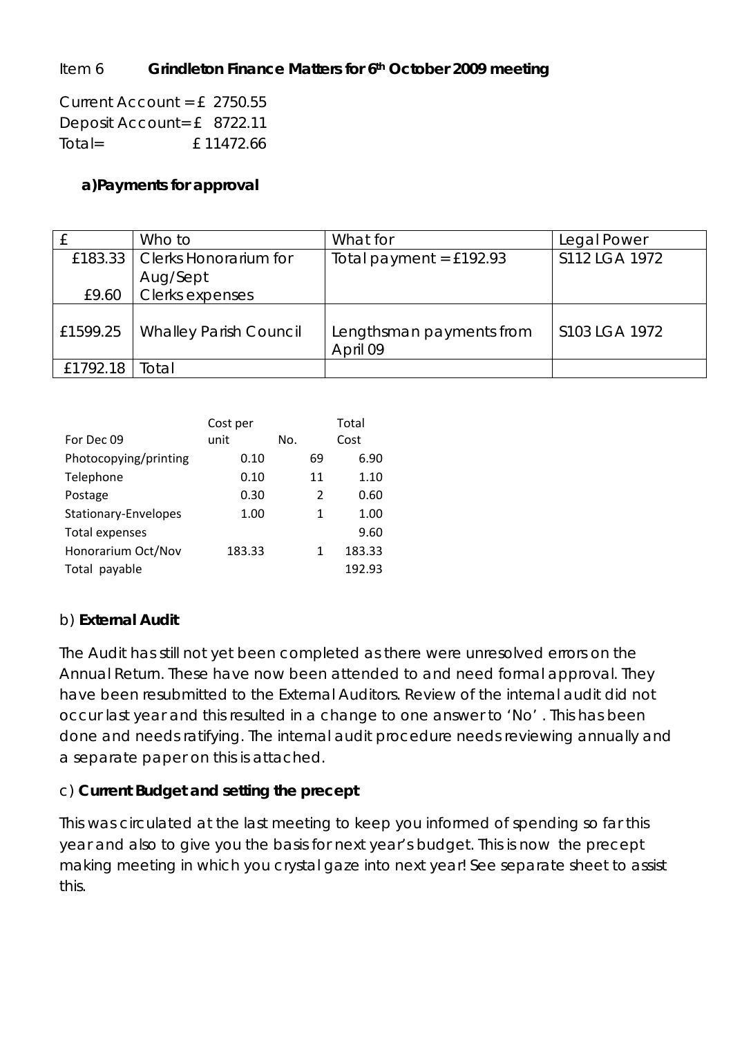Item 6 **Grindleton Finance Matters for 6th October 2009 meeting**

Current Account = £ 2750.55
Deposit Account= £ 8722.11
Total= £ 11472.66

**a)Payments for approval**

| £ | Who to | What for | Legal Power |
|---|---|---|---|
| £183.33 | Clerks Honorarium for Aug/Sept | Total payment = £192.93 | S112 LGA 1972 |
| £9.60 | Clerks expenses | | |
| £1599.25 | Whalley Parish Council | Lengthsman payments from April 09 | S103 LGA 1972 |
| £1792.18 | Total | | |

| For Dec 09 | Cost per unit | No. | Total Cost |
|---|---|---|---|
| Photocopying/printing | 0.10 | 69 | 6.90 |
| Telephone | 0.10 | 11 | 1.10 |
| Postage | 0.30 | 2 | 0.60 |
| Stationary-Envelopes | 1.00 | 1 | 1.00 |
| Total expenses | | | 9.60 |
| Honorarium Oct/Nov | 183.33 | 1 | 183.33 |
| Total payable | | | 192.93 |

b) **External Audit**

The Audit has still not yet been completed as there were unresolved errors on the Annual Return. These have now been attended to and need formal approval. They have been resubmitted to the External Auditors. Review of the internal audit did not occur last year and this resulted in a change to one answer to 'No' . This has been done and needs ratifying. The internal audit procedure needs reviewing annually and a separate paper on this is attached.

c) **Current Budget and setting the precept**

This was circulated at the last meeting to keep you informed of spending so far this year and also to give you the basis for next year's budget. This is now the precept making meeting in which you crystal gaze into next year! See separate sheet to assist this.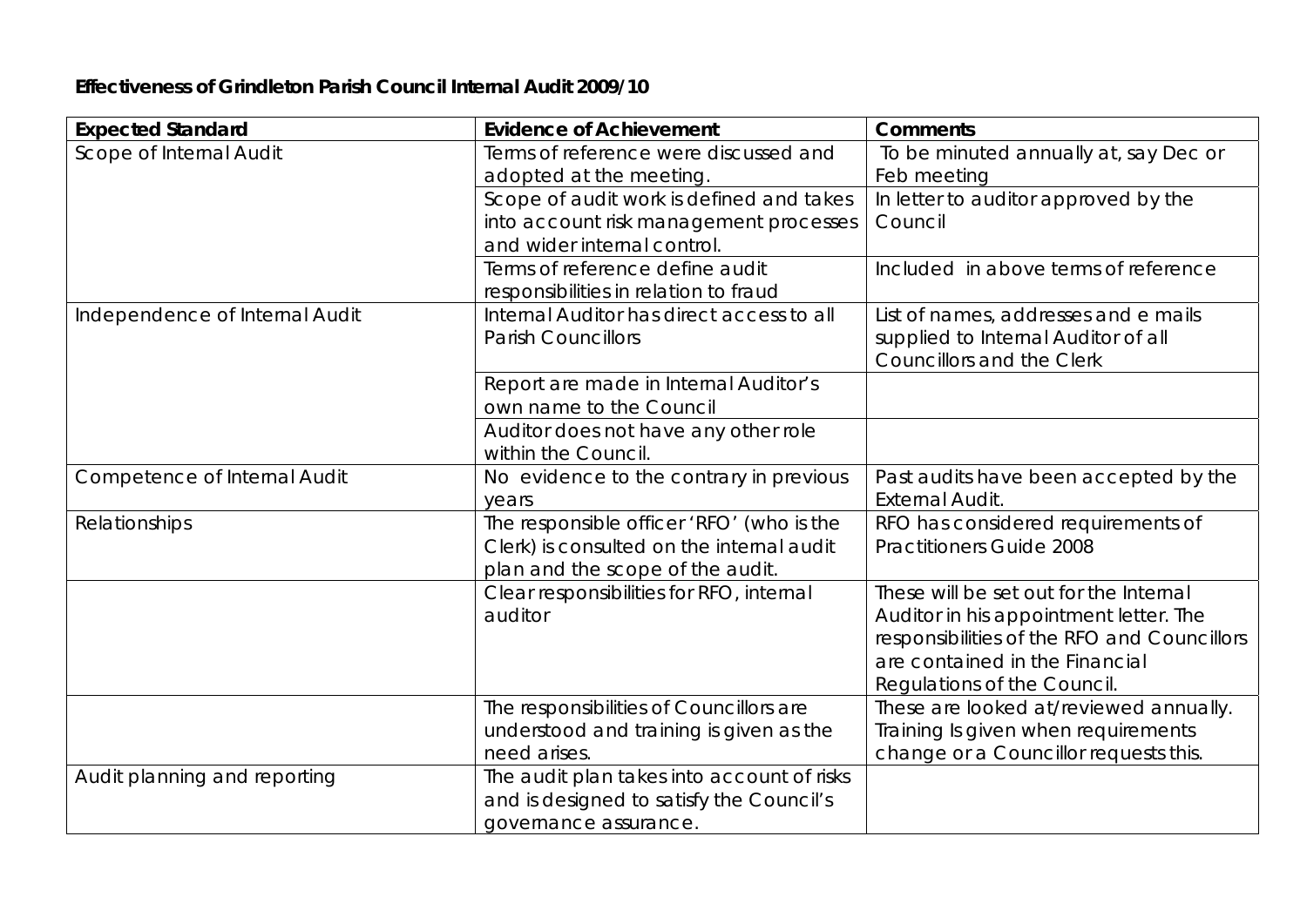**Effectiveness of Grindleton Parish Council Internal Audit 2009/10**

| Expected Standard | Evidence of Achievement | Comments |
|---|---|---|
| Scope of Internal Audit | Terms of reference were discussed and adopted at the meeting. | To be minuted annually at, say Dec or Feb meeting |
| | Scope of audit work is defined and takes into account risk management processes and wider internal control. | In letter to auditor approved by the Council |
| | Terms of reference define audit responsibilities in relation to fraud | Included in above terms of reference |
| Independence of Internal Audit | Internal Auditor has direct access to all Parish Councillors | List of names, addresses and e mails supplied to Internal Auditor of all Councillors and the Clerk |
| | Report are made in Internal Auditor's own name to the Council | |
| | Auditor does not have any other role within the Council. | |
| Competence of Internal Audit | No evidence to the contrary in previous years | Past audits have been accepted by the External Audit. |
| Relationships | The responsible officer 'RFO' (who is the Clerk) is consulted on the internal audit plan and the scope of the audit. | RFO has considered requirements of Practitioners Guide 2008 |
| | Clear responsibilities for RFO, internal auditor | These will be set out for the Internal Auditor in his appointment letter. The responsibilities of the RFO and Councillors are contained in the Financial Regulations of the Council. |
| | The responsibilities of Councillors are understood and training is given as the need arises. | These are looked at/reviewed annually. Training Is given when requirements change or a Councillor requests this. |
| Audit planning and reporting | The audit plan takes into account of risks and is designed to satisfy the Council's governance assurance. | |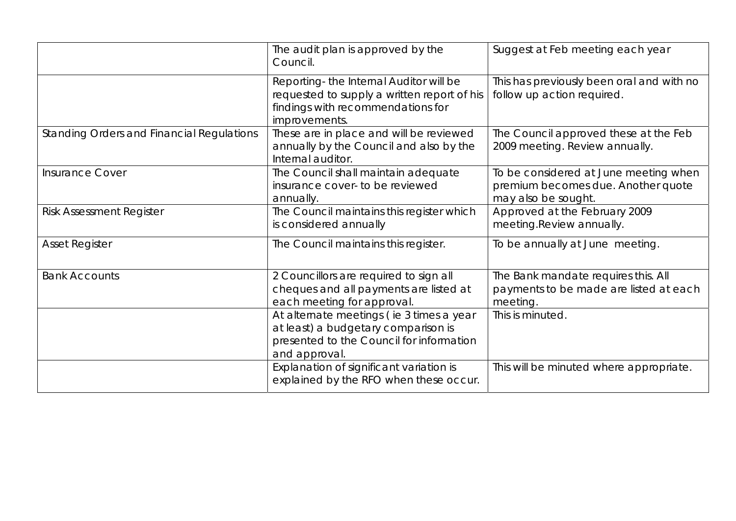|  |  |  |
|---|---|---|
|  | The audit plan is approved by the Council. | Suggest at Feb meeting each year |
|  | Reporting- the Internal Auditor will be requested to supply a written report of his findings with recommendations for improvements. | This has previously been oral and with no follow up action required. |
| Standing Orders and Financial Regulations | These are in place and will be reviewed annually by the Council and also by the Internal auditor. | The Council approved these at the Feb 2009 meeting. Review annually. |
| Insurance Cover | The Council shall maintain adequate insurance cover- to be reviewed annually. | To be considered at June meeting when premium becomes due. Another quote may also be sought. |
| Risk Assessment Register | The Council maintains this register which is considered annually | Approved at the February 2009 meeting.Review annually. |
| Asset Register | The Council maintains this register. | To be annually at June meeting. |
| Bank Accounts | 2 Councillors are required to sign all cheques and all payments are listed at each meeting for approval. | The Bank mandate requires this. All payments to be made are listed at each meeting. |
|  | At alternate meetings ( ie 3 times a year at least) a budgetary comparison is presented to the Council for information and approval. | This is minuted. |
|  | Explanation of significant variation is explained by the RFO when these occur. | This will be minuted where appropriate. |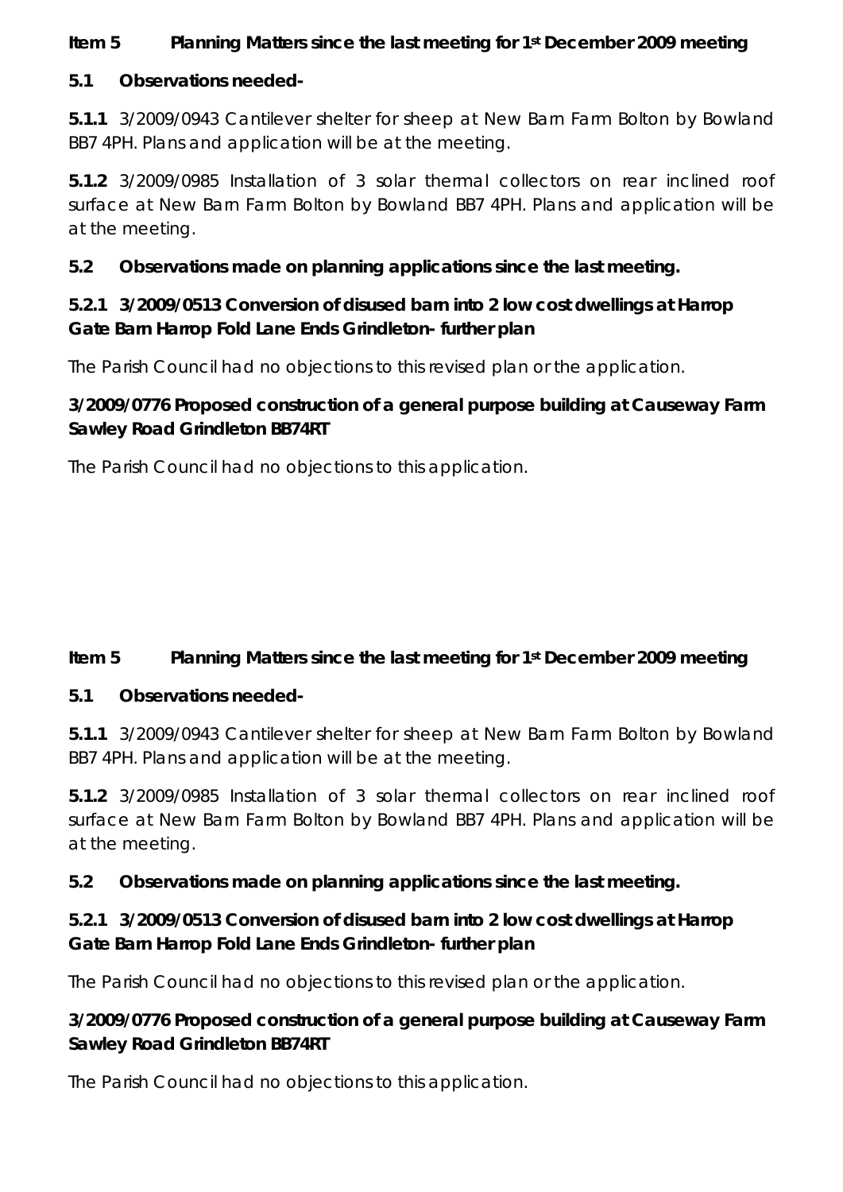**Item 5 Planning Matters since the last meeting for 1st December 2009 meeting**

**5.1 Observations needed-**

**5.1.1** 3/2009/0943 Cantilever shelter for sheep at New Barn Farm Bolton by Bowland BB7 4PH. Plans and application will be at the meeting.

**5.1.2** 3/2009/0985 Installation of 3 solar thermal collectors on rear inclined roof surface at New Barn Farm Bolton by Bowland BB7 4PH. Plans and application will be at the meeting.

**5.2 Observations made on planning applications since the last meeting.**

**5.2.1 3/2009/0513 Conversion of disused barn into 2 low cost dwellings at Harrop Gate Barn Harrop Fold Lane Ends Grindleton- further plan**

The Parish Council had no objections to this revised plan or the application.

**3/2009/0776 Proposed construction of a general purpose building at Causeway Farm Sawley Road Grindleton BB74RT**

The Parish Council had no objections to this application.

**Item 5 Planning Matters since the last meeting for 1st December 2009 meeting**

**5.1 Observations needed-**

**5.1.1** 3/2009/0943 Cantilever shelter for sheep at New Barn Farm Bolton by Bowland BB7 4PH. Plans and application will be at the meeting.

**5.1.2** 3/2009/0985 Installation of 3 solar thermal collectors on rear inclined roof surface at New Barn Farm Bolton by Bowland BB7 4PH. Plans and application will be at the meeting.

**5.2 Observations made on planning applications since the last meeting.**

**5.2.1 3/2009/0513 Conversion of disused barn into 2 low cost dwellings at Harrop Gate Barn Harrop Fold Lane Ends Grindleton- further plan**

The Parish Council had no objections to this revised plan or the application.

**3/2009/0776 Proposed construction of a general purpose building at Causeway Farm Sawley Road Grindleton BB74RT**

The Parish Council had no objections to this application.